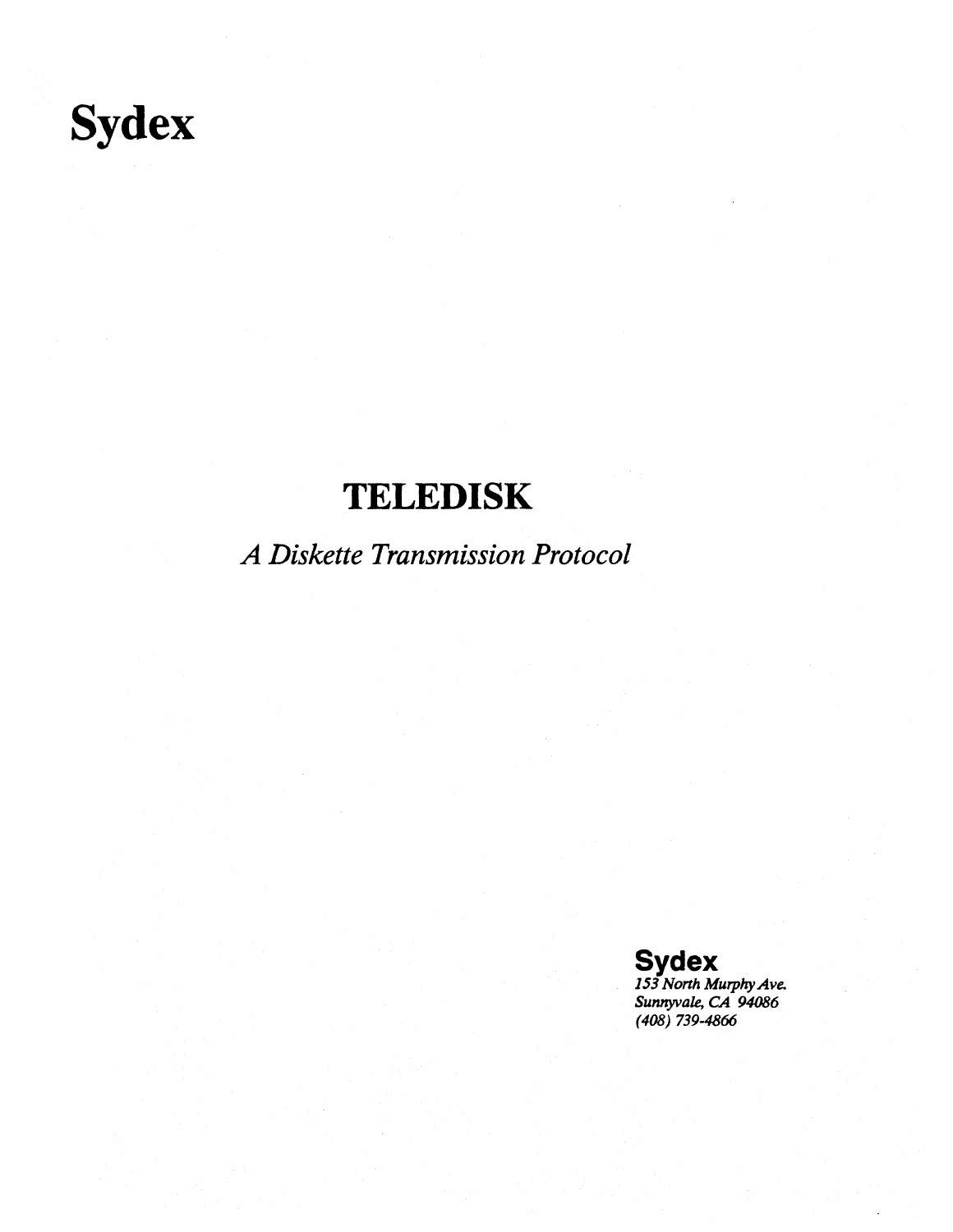# Sydex

## TELEDISK

*A Diskette Transmission Protocol*

**Sydex**
*153 North Murphy Ave.*
*Sunnyvale, CA 94086*
*(408) 739-4866*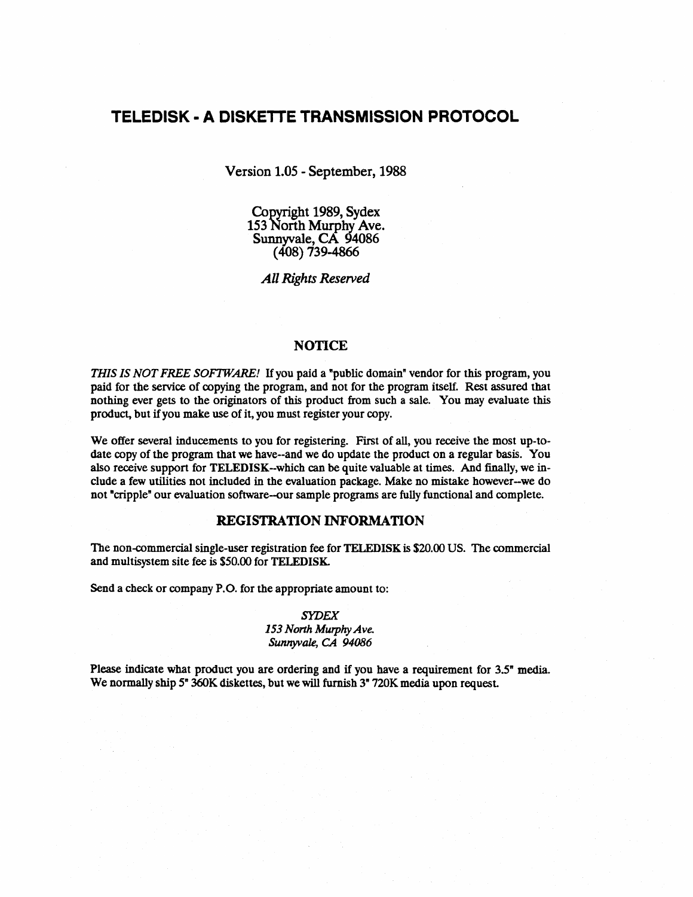# TELEDISK - A DISKETTE TRANSMISSION PROTOCOL

Version 1.05 - September, 1988

Copyright 1989, Sydex
153 North Murphy Ave.
Sunnyvale, CA 94086
(408) 739-4866

*All Rights Reserved*

## NOTICE

*THIS IS NOT FREE SOFTWARE!* If you paid a "public domain" vendor for this program, you paid for the service of copying the program, and not for the program itself. Rest assured that nothing ever gets to the originators of this product from such a sale. You may evaluate this product, but if you make use of it, you must register your copy.

We offer several inducements to you for registering. First of all, you receive the most up-to-date copy of the program that we have--and we do update the product on a regular basis. You also receive support for TELEDISK--which can be quite valuable at times. And finally, we include a few utilities not included in the evaluation package. Make no mistake however--we do not "cripple" our evaluation software--our sample programs are fully functional and complete.

## REGISTRATION INFORMATION

The non-commercial single-user registration fee for **TELEDISK** is $20.00 US. The commercial and multisystem site fee is $50.00 for **TELEDISK**.

Send a check or company P.O. for the appropriate amount to:

*SYDEX*
*153 North Murphy Ave.*
*Sunnyvale, CA 94086*

Please indicate what product you are ordering and if you have a requirement for 3.5" media. We normally ship 5" 360K diskettes, but we will furnish 3" 720K media upon request.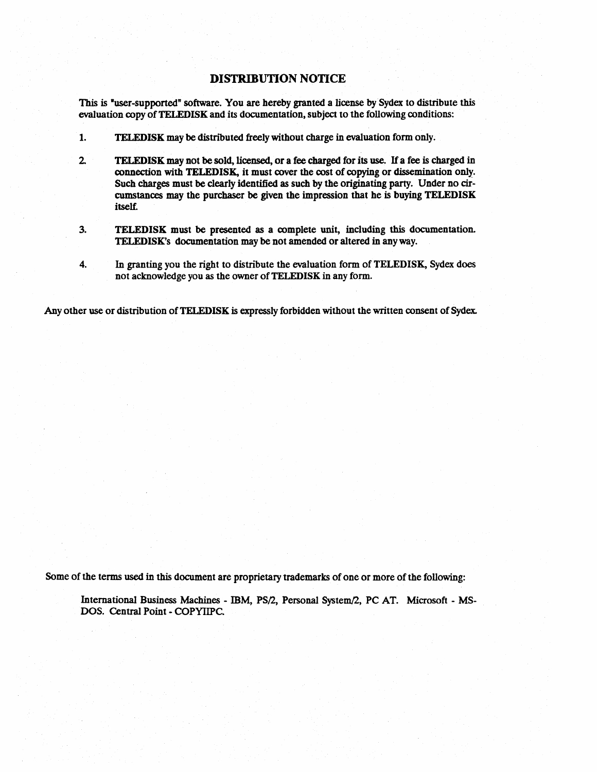## DISTRIBUTION NOTICE

This is "user-supported" software. You are hereby granted a license by Sydex to distribute this evaluation copy of TELEDISK and its documentation, subject to the following conditions:

1. TELEDISK may be distributed freely without charge in evaluation form only.

2. TELEDISK may not be sold, licensed, or a fee charged for its use. If a fee is charged in connection with TELEDISK, it must cover the cost of copying or dissemination only. Such charges must be clearly identified as such by the originating party. Under no circumstances may the purchaser be given the impression that he is buying TELEDISK itself.

3. TELEDISK must be presented as a complete unit, including this documentation. TELEDISK's documentation may be not amended or altered in any way.

4. In granting you the right to distribute the evaluation form of TELEDISK, Sydex does not acknowledge you as the owner of TELEDISK in any form.

Any other use or distribution of TELEDISK is expressly forbidden without the written consent of Sydex.

Some of the terms used in this document are proprietary trademarks of one or more of the following:

International Business Machines - IBM, PS/2, Personal System/2, PC AT. Microsoft - MS-DOS. Central Point - COPYIIPC.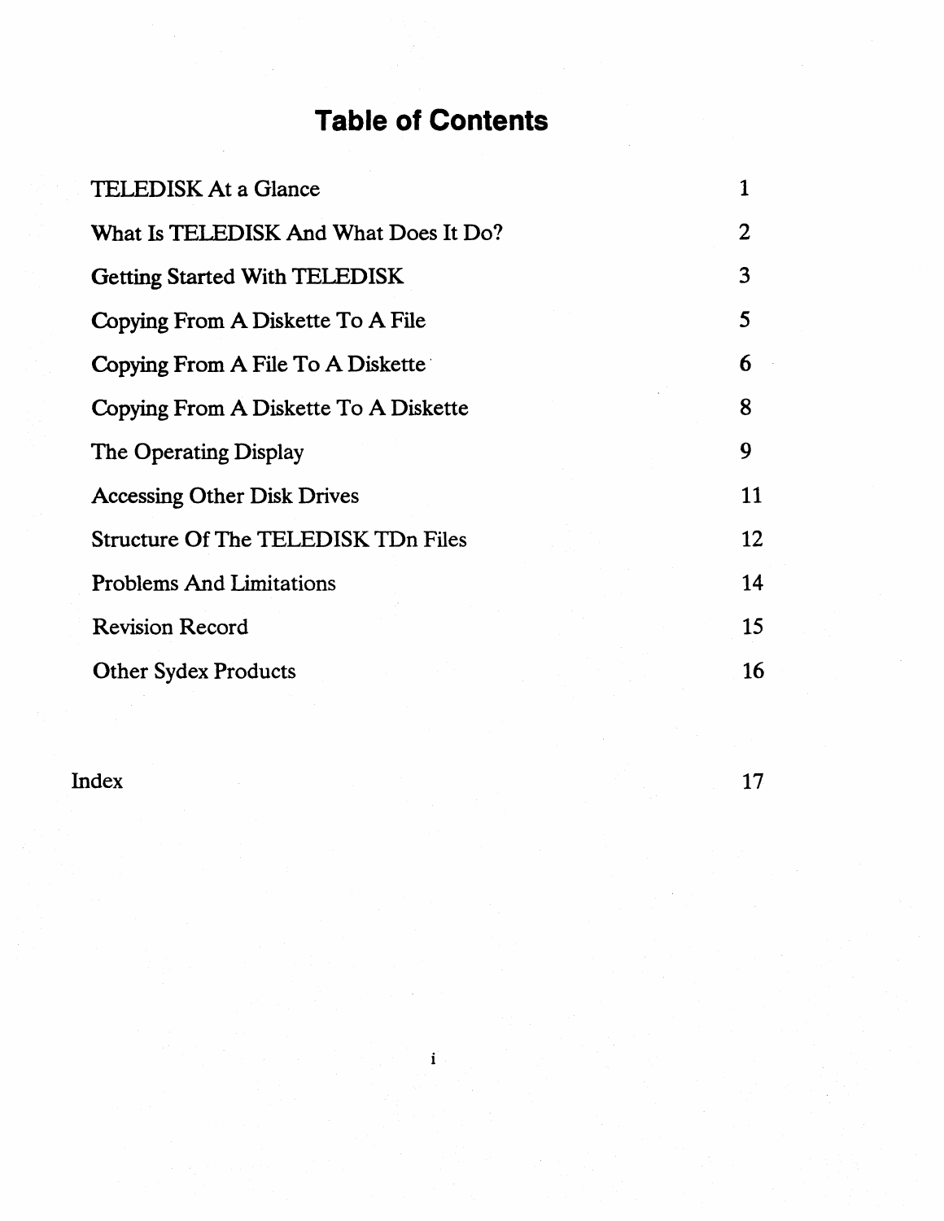# Table of Contents

| | |
|---|---|
| TELEDISK At a Glance | 1 |
| What Is TELEDISK And What Does It Do? | 2 |
| Getting Started With TELEDISK | 3 |
| Copying From A Diskette To A File | 5 |
| Copying From A File To A Diskette | 6 |
| Copying From A Diskette To A Diskette | 8 |
| The Operating Display | 9 |
| Accessing Other Disk Drives | 11 |
| Structure Of The TELEDISK TDn Files | 12 |
| Problems And Limitations | 14 |
| Revision Record | 15 |
| Other Sydex Products | 16 |
| Index | 17 |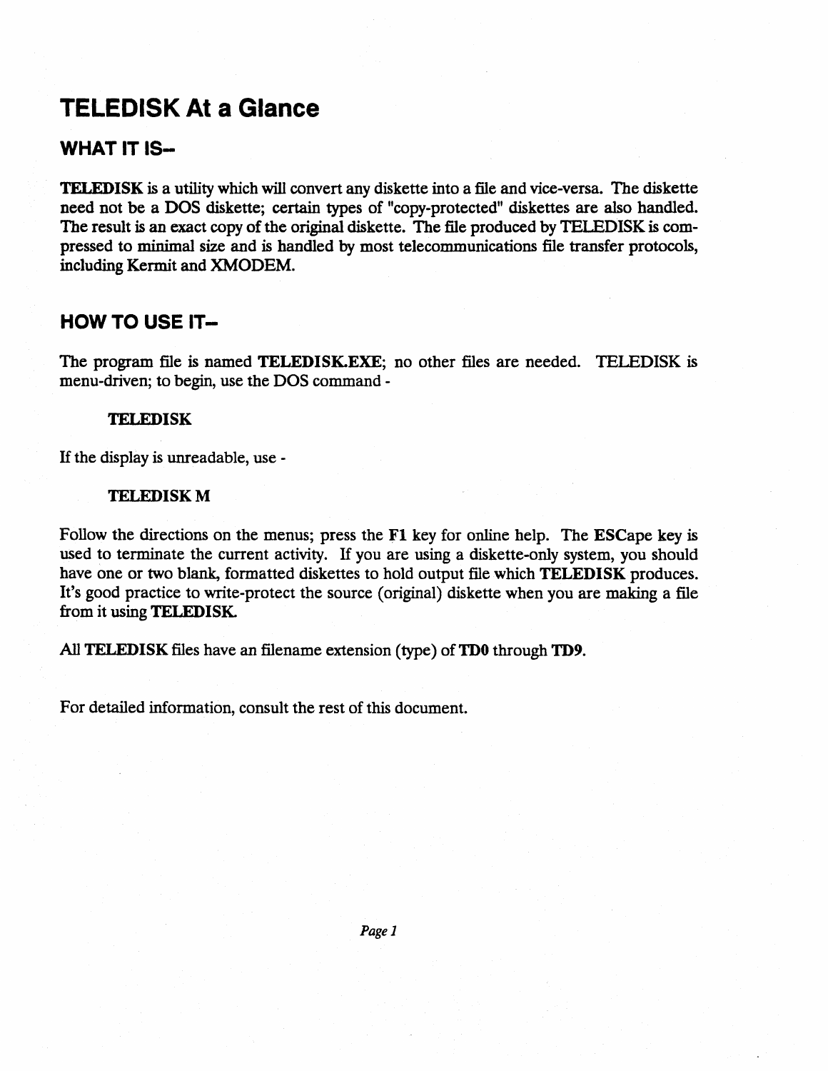# TELEDISK At a Glance

## WHAT IT IS–

**TELEDISK** is a utility which will convert any diskette into a file and vice-versa. The diskette need not be a DOS diskette; certain types of "copy-protected" diskettes are also handled. The result is an exact copy of the original diskette. The file produced by TELEDISK is compressed to minimal size and is handled by most telecommunications file transfer protocols, including Kermit and XMODEM.

## HOW TO USE IT–

The program file is named **TELEDISK.EXE**; no other files are needed. TELEDISK is menu-driven; to begin, use the DOS command -

**TELEDISK**

If the display is unreadable, use -

**TELEDISK M**

Follow the directions on the menus; press the **F1** key for online help. The **ESCape** key is used to terminate the current activity. If you are using a diskette-only system, you should have one or two blank, formatted diskettes to hold output file which **TELEDISK** produces. It's good practice to write-protect the source (original) diskette when you are making a file from it using **TELEDISK**.

All **TELEDISK** files have an filename extension (type) of **TD0** through **TD9**.

For detailed information, consult the rest of this document.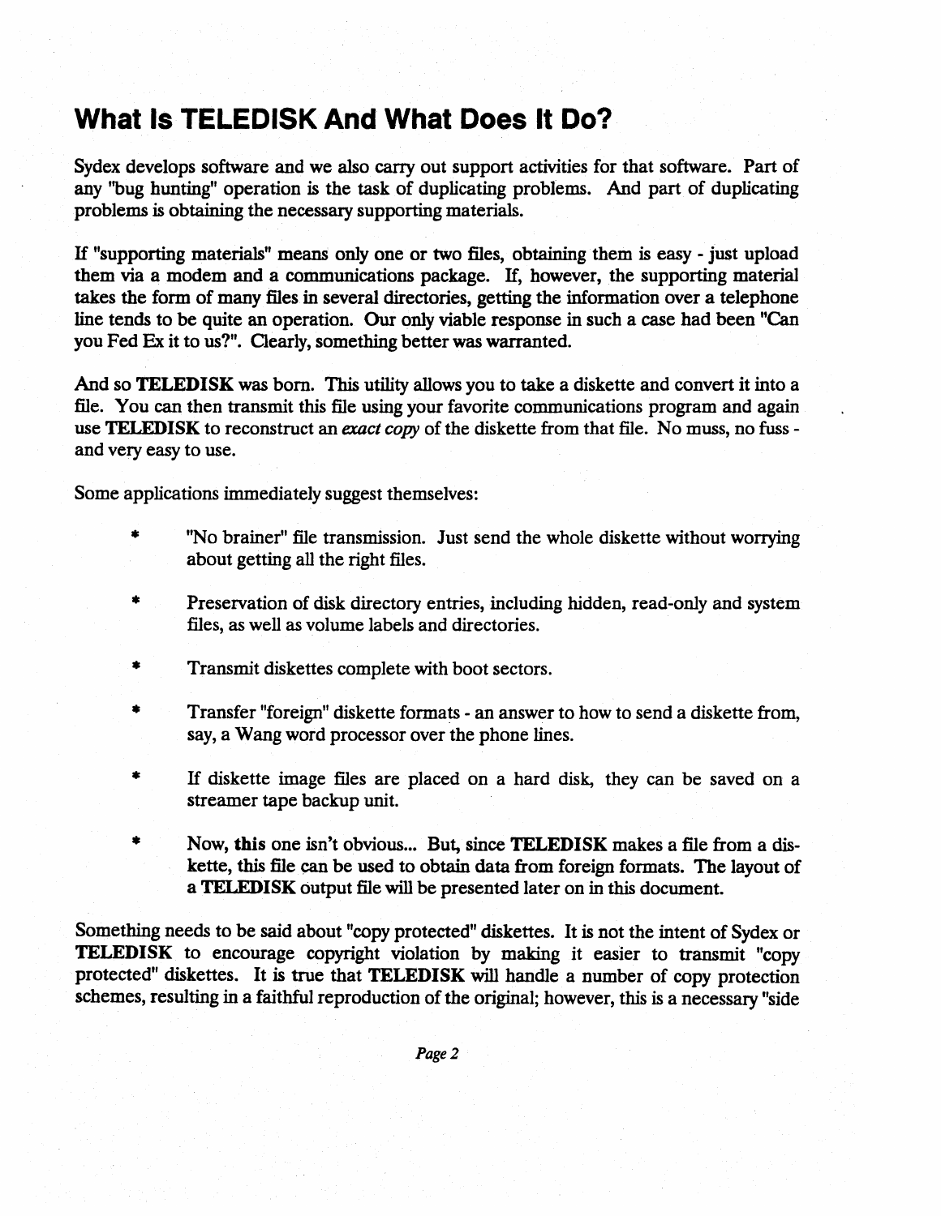# What Is TELEDISK And What Does It Do?

Sydex develops software and we also carry out support activities for that software. Part of any "bug hunting" operation is the task of duplicating problems. And part of duplicating problems is obtaining the necessary supporting materials.

If "supporting materials" means only one or two files, obtaining them is easy - just upload them via a modem and a communications package. If, however, the supporting material takes the form of many files in several directories, getting the information over a telephone line tends to be quite an operation. Our only viable response in such a case had been "Can you Fed Ex it to us?". Clearly, something better was warranted.

And so **TELEDISK** was born. This utility allows you to take a diskette and convert it into a file. You can then transmit this file using your favorite communications program and again use **TELEDISK** to reconstruct an *exact copy* of the diskette from that file. No muss, no fuss - and very easy to use.

Some applications immediately suggest themselves:

* "No brainer" file transmission. Just send the whole diskette without worrying about getting all the right files.
* Preservation of disk directory entries, including hidden, read-only and system files, as well as volume labels and directories.
* Transmit diskettes complete with boot sectors.
* Transfer "foreign" diskette formats - an answer to how to send a diskette from, say, a Wang word processor over the phone lines.
* If diskette image files are placed on a hard disk, they can be saved on a streamer tape backup unit.
* Now, **this** one isn't obvious... But, since **TELEDISK** makes a file from a diskette, this file can be used to obtain data from foreign formats. The layout of a **TELEDISK** output file will be presented later on in this document.

Something needs to be said about "copy protected" diskettes. It is not the intent of Sydex or **TELEDISK** to encourage copyright violation by making it easier to transmit "copy protected" diskettes. It is true that **TELEDISK** will handle a number of copy protection schemes, resulting in a faithful reproduction of the original; however, this is a necessary "side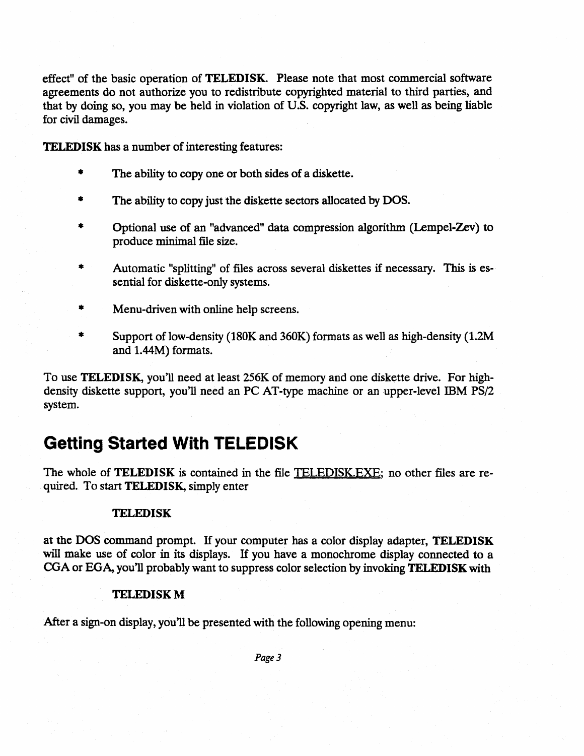effect" of the basic operation of **TELEDISK**. Please note that most commercial software agreements do not authorize you to redistribute copyrighted material to third parties, and that by doing so, you may be held in violation of U.S. copyright law, as well as being liable for civil damages.

**TELEDISK** has a number of interesting features:

* The ability to copy one or both sides of a diskette.
* The ability to copy just the diskette sectors allocated by DOS.
* Optional use of an "advanced" data compression algorithm (Lempel-Zev) to produce minimal file size.
* Automatic "splitting" of files across several diskettes if necessary. This is essential for diskette-only systems.
* Menu-driven with online help screens.
* Support of low-density (180K and 360K) formats as well as high-density (1.2M and 1.44M) formats.

To use **TELEDISK**, you'll need at least 256K of memory and one diskette drive. For high-density diskette support, you'll need an PC AT-type machine or an upper-level IBM PS/2 system.

## Getting Started With TELEDISK

The whole of **TELEDISK** is contained in the file TELEDISK.EXE; no other files are required. To start **TELEDISK**, simply enter

**TELEDISK**

at the DOS command prompt. If your computer has a color display adapter, **TELEDISK** will make use of color in its displays. If you have a monochrome display connected to a CGA or EGA, you'll probably want to suppress color selection by invoking **TELEDISK** with

**TELEDISK M**

After a sign-on display, you'll be presented with the following opening menu: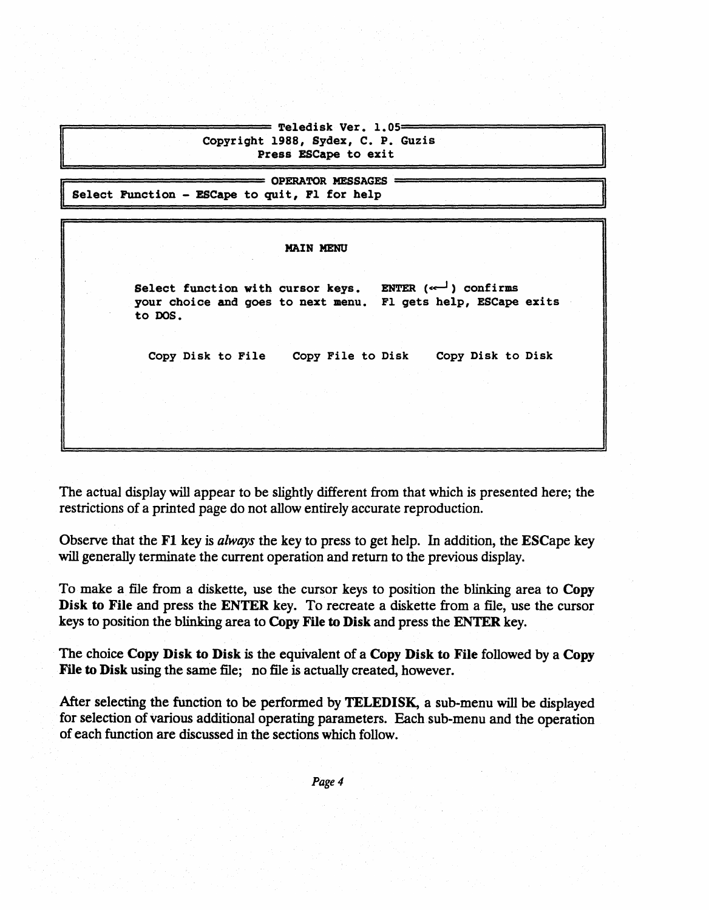```
Teledisk Ver. 1.05
Copyright 1988, Sydex, C. P. Guzis
Press ESCape to exit

OPERATOR MESSAGES
Select Function - ESCape to quit, F1 for help

MAIN MENU

Select function with cursor keys.  ENTER (<-┘) confirms
your choice and goes to next menu.  F1 gets help, ESCape exits
to DOS.

Copy Disk to File    Copy File to Disk    Copy Disk to Disk
```

The actual display will appear to be slightly different from that which is presented here; the restrictions of a printed page do not allow entirely accurate reproduction.

Observe that the **F1** key is *always* the key to press to get help. In addition, the **ESC**ape key will generally terminate the current operation and return to the previous display.

To make a file from a diskette, use the cursor keys to position the blinking area to **Copy Disk to File** and press the **ENTER** key. To recreate a diskette from a file, use the cursor keys to position the blinking area to **Copy File to Disk** and press the **ENTER** key.

The choice **Copy Disk to Disk** is the equivalent of a **Copy Disk to File** followed by a **Copy File to Disk** using the same file; no file is actually created, however.

After selecting the function to be performed by **TELEDISK**, a sub-menu will be displayed for selection of various additional operating parameters. Each sub-menu and the operation of each function are discussed in the sections which follow.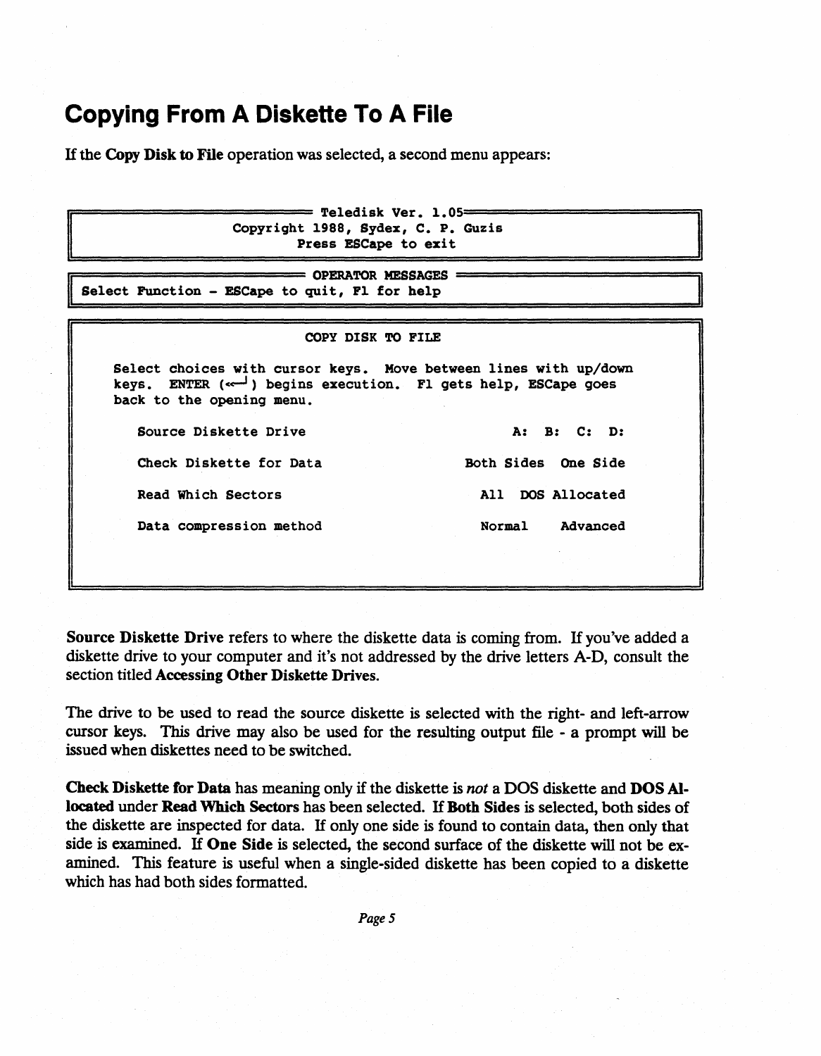# Copying From A Diskette To A File

If the **Copy Disk to File** operation was selected, a second menu appears:

```
═══════════════════════════ Teledisk Ver. 1.05═══════════════════════════
                   Copyright 1988, Sydex, C. P. Guzis
                           Press ESCape to exit

═══════════════════════════ OPERATOR MESSAGES ═══════════════════════════
Select Function - ESCape to quit, F1 for help

                              COPY DISK TO FILE

    Select choices with cursor keys.  Move between lines with up/down
    keys.  ENTER (<─┘) begins execution.  F1 gets help, ESCape goes
    back to the opening menu.

      Source Diskette Drive                          A:  B:  C:  D:

      Check Diskette for Data                   Both Sides  One Side

      Read Which Sectors                          All  DOS Allocated

      Data compression method                     Normal    Advanced
```

**Source Diskette Drive** refers to where the diskette data is coming from. If you've added a diskette drive to your computer and it's not addressed by the drive letters A-D, consult the section titled **Accessing Other Diskette Drives.**

The drive to be used to read the source diskette is selected with the right- and left-arrow cursor keys. This drive may also be used for the resulting output file - a prompt will be issued when diskettes need to be switched.

**Check Diskette for Data** has meaning only if the diskette is *not* a DOS diskette and **DOS Allocated** under **Read Which Sectors** has been selected. If **Both Sides** is selected, both sides of the diskette are inspected for data. If only one side is found to contain data, then only that side is examined. If **One Side** is selected, the second surface of the diskette will not be examined. This feature is useful when a single-sided diskette has been copied to a diskette which has had both sides formatted.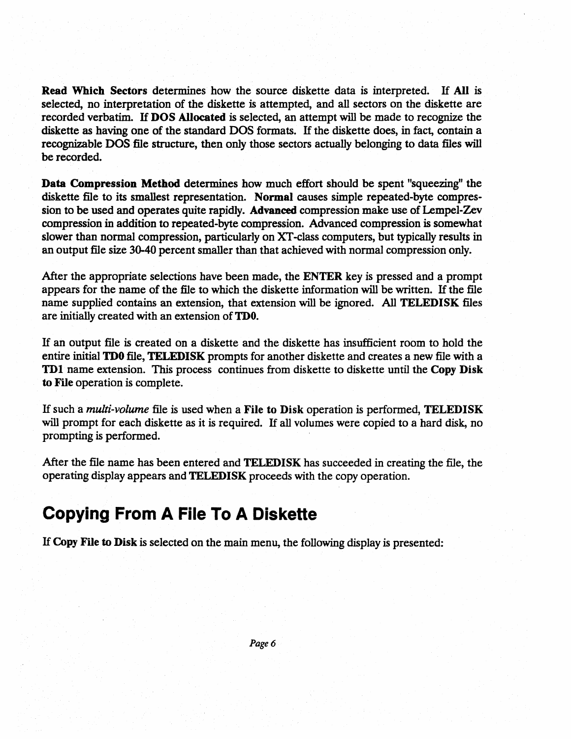**Read Which Sectors** determines how the source diskette data is interpreted. If **All** is selected, no interpretation of the diskette is attempted, and all sectors on the diskette are recorded verbatim. If **DOS Allocated** is selected, an attempt will be made to recognize the diskette as having one of the standard DOS formats. If the diskette does, in fact, contain a recognizable DOS file structure, then only those sectors actually belonging to data files will be recorded.

**Data Compression Method** determines how much effort should be spent "squeezing" the diskette file to its smallest representation. **Normal** causes simple repeated-byte compression to be used and operates quite rapidly. **Advanced** compression make use of Lempel-Zev compression in addition to repeated-byte compression. Advanced compression is somewhat slower than normal compression, particularly on XT-class computers, but typically results in an output file size 30-40 percent smaller than that achieved with normal compression only.

After the appropriate selections have been made, the **ENTER** key is pressed and a prompt appears for the name of the file to which the diskette information will be written. If the file name supplied contains an extension, that extension will be ignored. All **TELEDISK** files are initially created with an extension of **TD0**.

If an output file is created on a diskette and the diskette has insufficient room to hold the entire initial **TD0** file, **TELEDISK** prompts for another diskette and creates a new file with a **TD1** name extension. This process continues from diskette to diskette until the **Copy Disk to File** operation is complete.

If such a *multi-volume* file is used when a **File to Disk** operation is performed, **TELEDISK** will prompt for each diskette as it is required. If all volumes were copied to a hard disk, no prompting is performed.

After the file name has been entered and **TELEDISK** has succeeded in creating the file, the operating display appears and **TELEDISK** proceeds with the copy operation.

## Copying From A File To A Diskette

If **Copy File to Disk** is selected on the main menu, the following display is presented: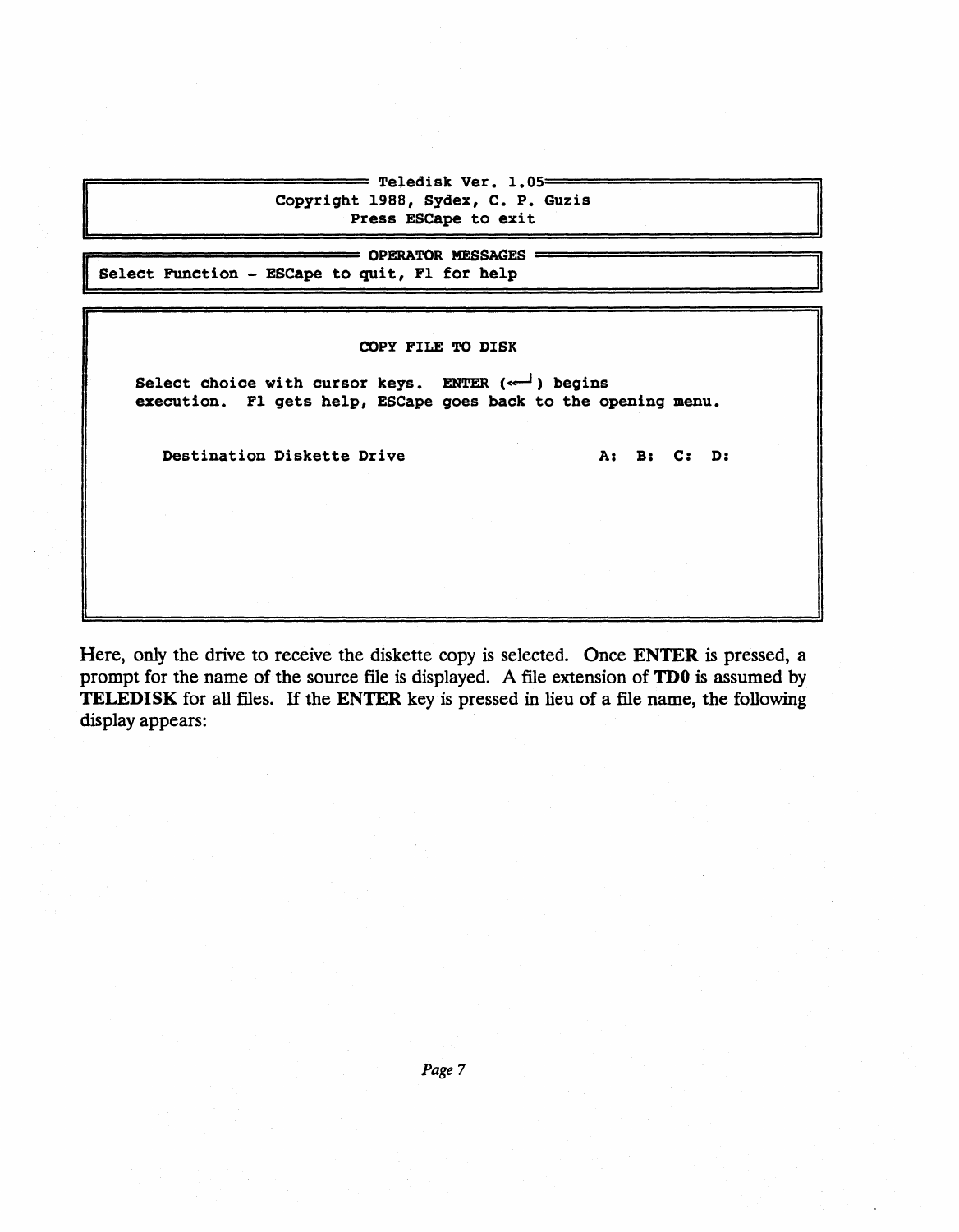```
═══════════════════════ Teledisk Ver. 1.05═══════════════════════
                  Copyright 1988, Sydex, C. P. Guzis
                          Press ESCape to exit

═══════════════════════ OPERATOR MESSAGES ═══════════════════════
Select Function - ESCape to quit, F1 for help


                           COPY FILE TO DISK

    Select choice with cursor keys.  ENTER (<─┘) begins
    execution.  F1 gets help, ESCape goes back to the opening menu.


      Destination Diskette Drive                  A:  B:  C:  D:
```

Here, only the drive to receive the diskette copy is selected. Once **ENTER** is pressed, a prompt for the name of the source file is displayed. A file extension of **TD0** is assumed by **TELEDISK** for all files. If the **ENTER** key is pressed in lieu of a file name, the following display appears: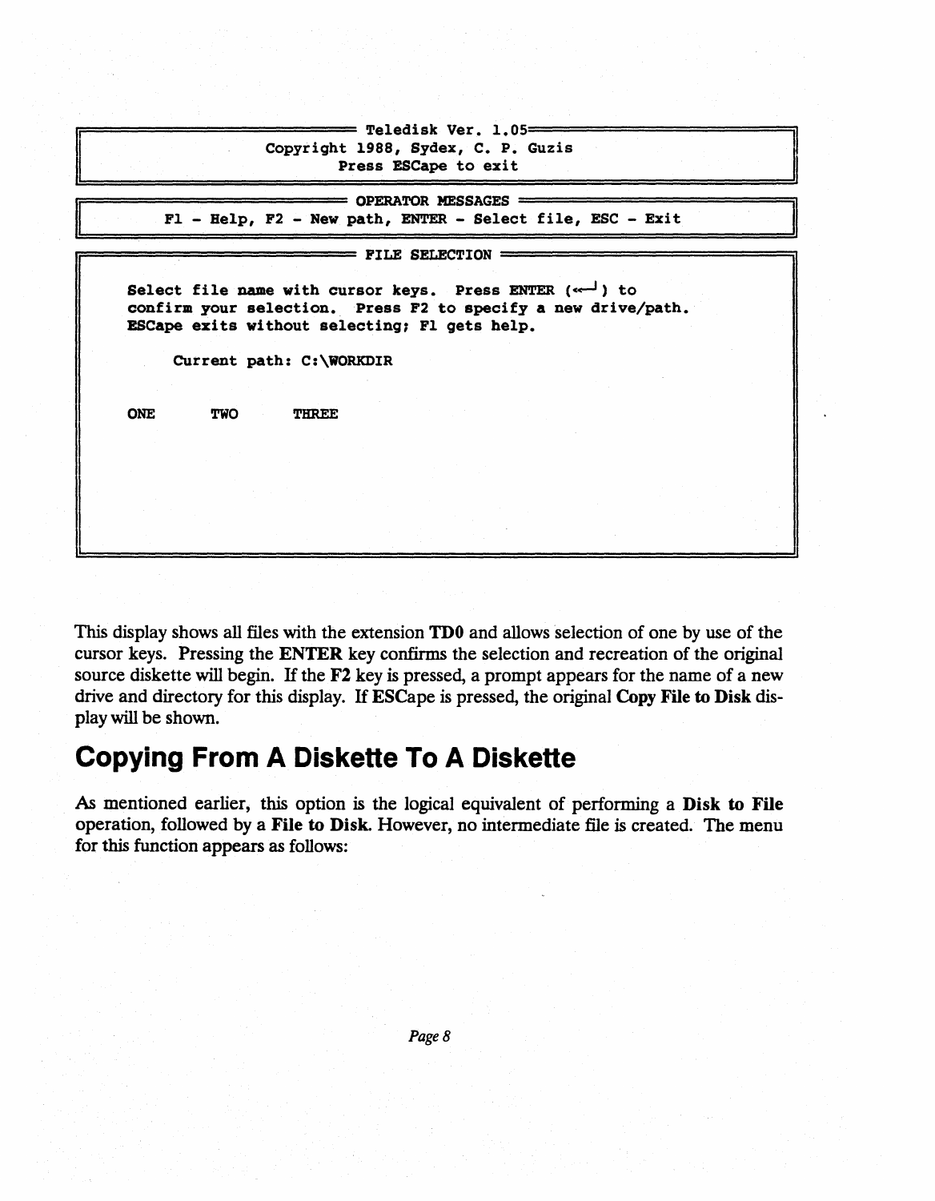```
Teledisk Ver. 1.05
Copyright 1988, Sydex, C. P. Guzis
Press ESCape to exit

OPERATOR MESSAGES
F1 - Help, F2 - New path, ENTER - Select file, ESC - Exit

FILE SELECTION

Select file name with cursor keys.  Press ENTER (<-┘) to
confirm your selection.  Press F2 to specify a new drive/path.
ESCape exits without selecting; F1 gets help.

     Current path: C:\WORKDIR


ONE       TWO       THREE
```

This display shows all files with the extension **TD0** and allows selection of one by use of the cursor keys. Pressing the **ENTER** key confirms the selection and recreation of the original source diskette will begin. If the **F2** key is pressed, a prompt appears for the name of a new drive and directory for this display. If **ESCape** is pressed, the original **Copy File to Disk** display will be shown.

## Copying From A Diskette To A Diskette

As mentioned earlier, this option is the logical equivalent of performing a **Disk to File** operation, followed by a **File to Disk**. However, no intermediate file is created. The menu for this function appears as follows: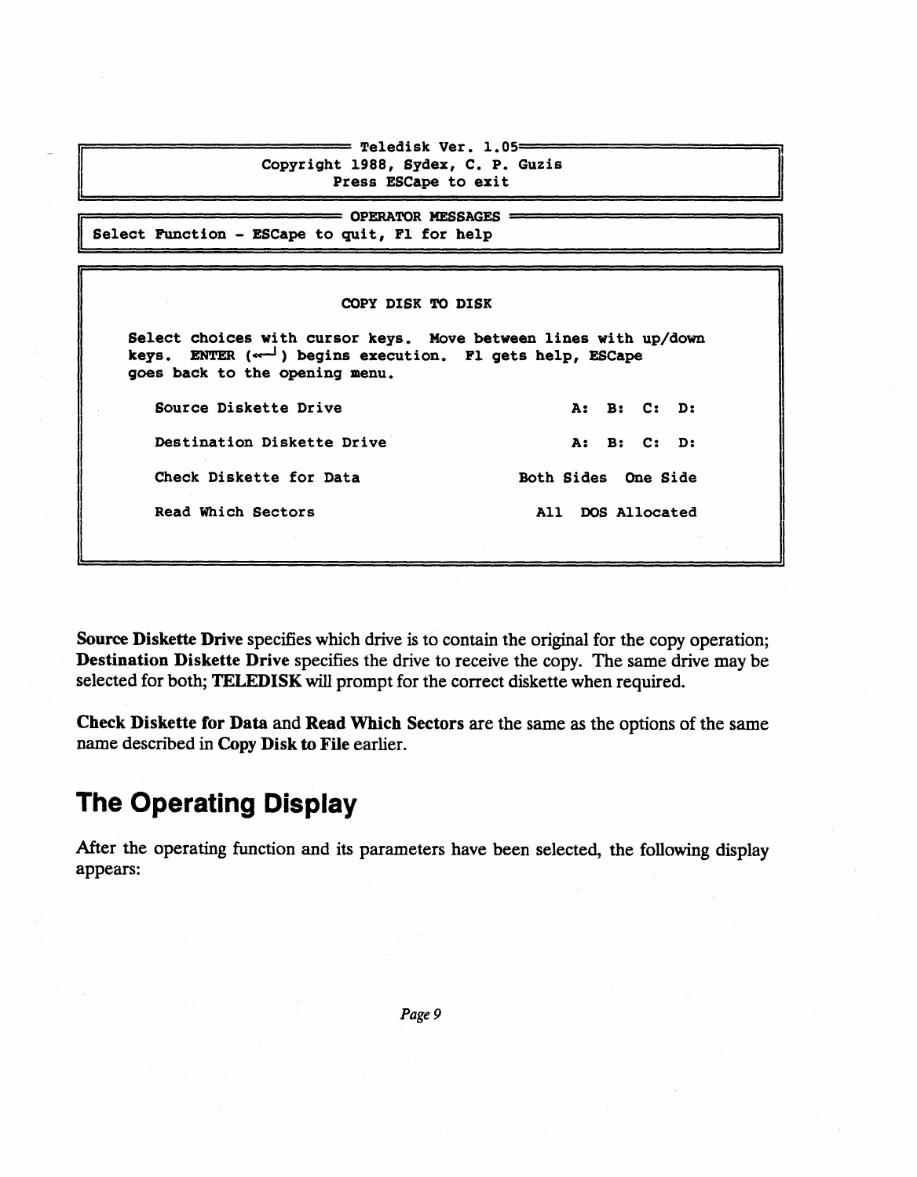```
═══════════════════════════ Teledisk Ver. 1.05 ═══════════════════════════
                  Copyright 1988, Sydex, C. P. Guzis
                         Press ESCape to exit

═══════════════════════════ OPERATOR MESSAGES ═══════════════════════════
Select Function - ESCape to quit, F1 for help

                            COPY DISK TO DISK

    Select choices with cursor keys.  Move between lines with up/down
    keys.  ENTER (<─┘) begins execution.  F1 gets help, ESCape
    goes back to the opening menu.

       Source Diskette Drive                        A:  B:  C:  D:

       Destination Diskette Drive                   A:  B:  C:  D:

       Check Diskette for Data                  Both Sides  One Side

       Read Which Sectors                        All  DOS Allocated
```

**Source Diskette Drive** specifies which drive is to contain the original for the copy operation; **Destination Diskette Drive** specifies the drive to receive the copy. The same drive may be selected for both; **TELEDISK** will prompt for the correct diskette when required.

**Check Diskette for Data** and **Read Which Sectors** are the same as the options of the same name described in **Copy Disk to File** earlier.

## The Operating Display

After the operating function and its parameters have been selected, the following display appears: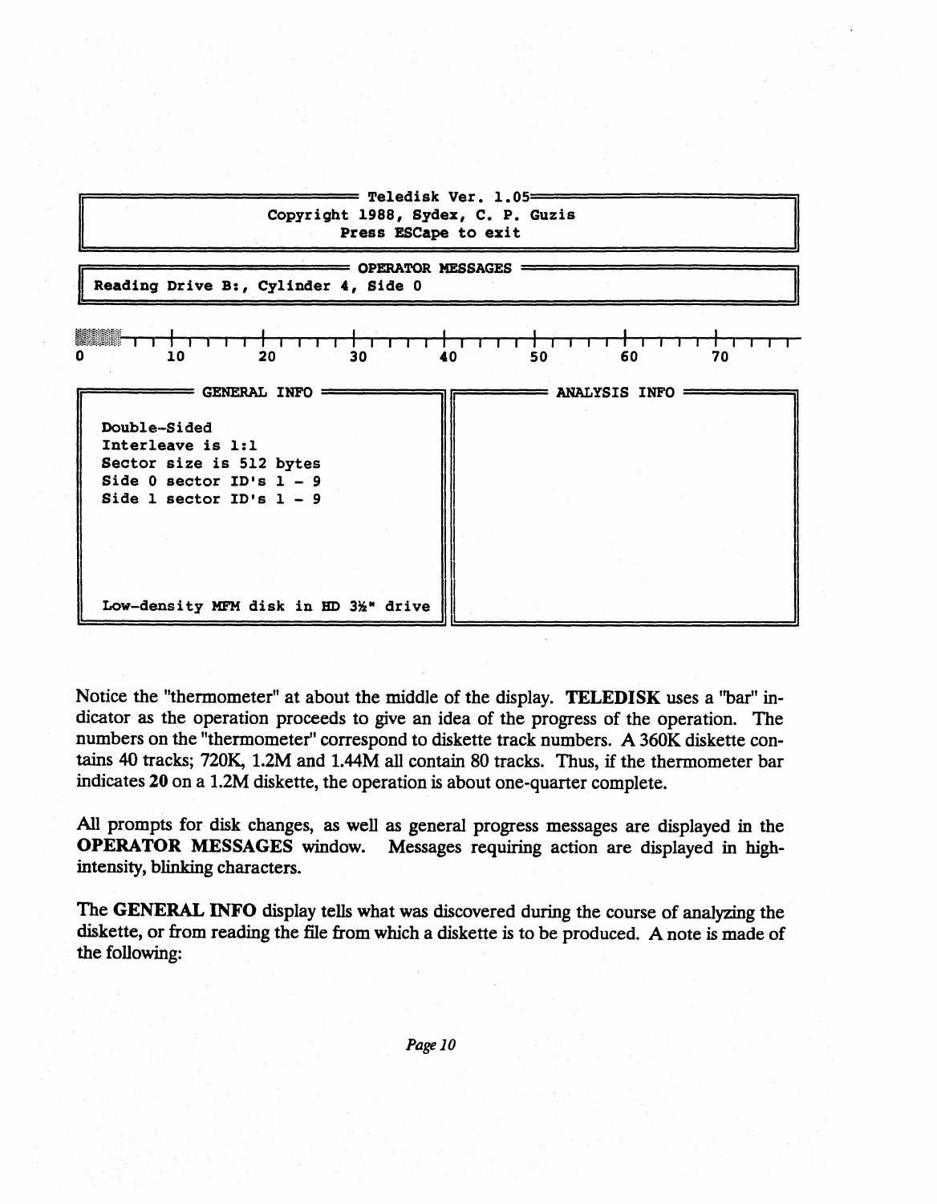```
                         Teledisk Ver. 1.05
                Copyright 1988, Sydex, C. P. Guzis
                       Press ESCape to exit

                        OPERATOR MESSAGES
 Reading Drive B:, Cylinder 4, Side 0

0       10        20        30        40        50        60        70

          GENERAL INFO                          ANALYSIS INFO

  Double-Sided
  Interleave is 1:1
  Sector size is 512 bytes
  Side 0 sector ID's 1 - 9
  Side 1 sector ID's 1 - 9




  Low-density MFM disk in HD 3½" drive
```

Notice the "thermometer" at about the middle of the display. **TELEDISK** uses a "bar" indicator as the operation proceeds to give an idea of the progress of the operation. The numbers on the "thermometer" correspond to diskette track numbers. A 360K diskette contains 40 tracks; 720K, 1.2M and 1.44M all contain 80 tracks. Thus, if the thermometer bar indicates **20** on a 1.2M diskette, the operation is about one-quarter complete.

All prompts for disk changes, as well as general progress messages are displayed in the **OPERATOR MESSAGES** window. Messages requiring action are displayed in high-intensity, blinking characters.

The **GENERAL INFO** display tells what was discovered during the course of analyzing the diskette, or from reading the file from which a diskette is to be produced. A note is made of the following: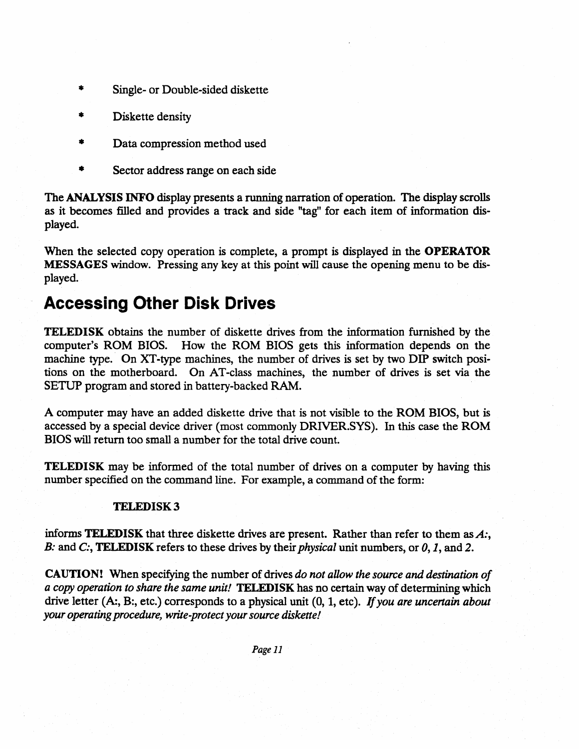* Single- or Double-sided diskette
* Diskette density
* Data compression method used
* Sector address range on each side

The **ANALYSIS INFO** display presents a running narration of operation. The display scrolls as it becomes filled and provides a track and side "tag" for each item of information displayed.

When the selected copy operation is complete, a prompt is displayed in the **OPERATOR MESSAGES** window. Pressing any key at this point will cause the opening menu to be displayed.

## Accessing Other Disk Drives

**TELEDISK** obtains the number of diskette drives from the information furnished by the computer's ROM BIOS. How the ROM BIOS gets this information depends on the machine type. On XT-type machines, the number of drives is set by two DIP switch positions on the motherboard. On AT-class machines, the number of drives is set via the SETUP program and stored in battery-backed RAM.

A computer may have an added diskette drive that is not visible to the ROM BIOS, but is accessed by a special device driver (most commonly DRIVER.SYS). In this case the ROM BIOS will return too small a number for the total drive count.

**TELEDISK** may be informed of the total number of drives on a computer by having this number specified on the command line. For example, a command of the form:

**TELEDISK 3**

informs **TELEDISK** that three diskette drives are present. Rather than refer to them as *A:*, *B:* and *C:*, **TELEDISK** refers to these drives by their *physical* unit numbers, or *0*, *1*, and *2*.

**CAUTION!** When specifying the number of drives *do not allow the source and destination of a copy operation to share the same unit!* **TELEDISK** has no certain way of determining which drive letter (A:, B:, etc.) corresponds to a physical unit (0, 1, etc). *If you are uncertain about your operating procedure, write-protect your source diskette!*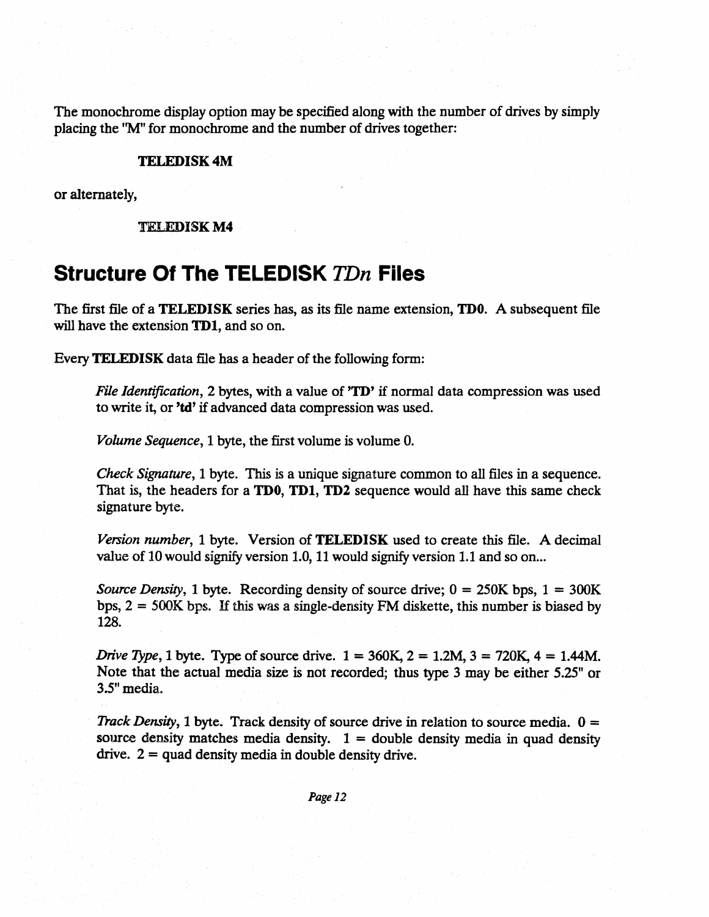The monochrome display option may be specified along with the number of drives by simply placing the "M" for monochrome and the number of drives together:

**TELEDISK 4M**

or alternately,

**TELEDISK M4**

## Structure Of The TELEDISK *TDn* Files

The first file of a **TELEDISK** series has, as its file name extension, **TD0**. A subsequent file will have the extension **TD1**, and so on.

Every **TELEDISK** data file has a header of the following form:

*File Identification*, 2 bytes, with a value of **'TD'** if normal data compression was used to write it, or **'td'** if advanced data compression was used.

*Volume Sequence*, 1 byte, the first volume is volume 0.

*Check Signature*, 1 byte. This is a unique signature common to all files in a sequence. That is, the headers for a **TD0**, **TD1**, **TD2** sequence would all have this same check signature byte.

*Version number*, 1 byte. Version of **TELEDISK** used to create this file. A decimal value of 10 would signify version 1.0, 11 would signify version 1.1 and so on...

*Source Density*, 1 byte. Recording density of source drive; 0 = 250K bps, 1 = 300K bps, 2 = 500K bps. If this was a single-density FM diskette, this number is biased by 128.

*Drive Type*, 1 byte. Type of source drive. 1 = 360K, 2 = 1.2M, 3 = 720K, 4 = 1.44M. Note that the actual media size is not recorded; thus type 3 may be either 5.25" or 3.5" media.

*Track Density*, 1 byte. Track density of source drive in relation to source media. 0 = source density matches media density. 1 = double density media in quad density drive. 2 = quad density media in double density drive.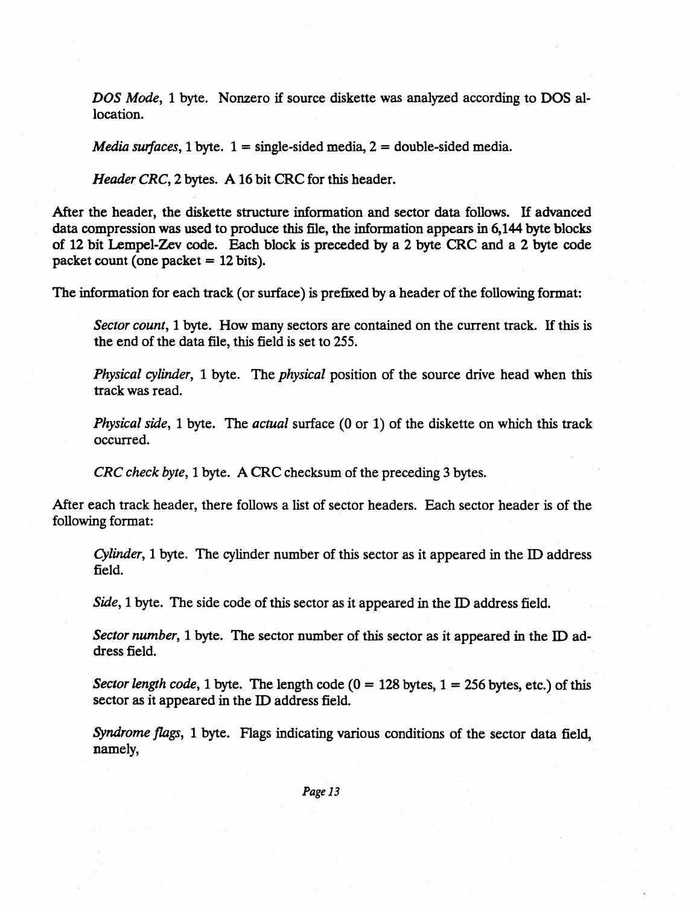*DOS Mode*, 1 byte. Nonzero if source diskette was analyzed according to DOS allocation.

*Media surfaces*, 1 byte. 1 = single-sided media, 2 = double-sided media.

*Header CRC*, 2 bytes. A 16 bit CRC for this header.

After the header, the diskette structure information and sector data follows. If advanced data compression was used to produce this file, the information appears in 6,144 byte blocks of 12 bit Lempel-Zev code. Each block is preceded by a 2 byte CRC and a 2 byte code packet count (one packet = 12 bits).

The information for each track (or surface) is prefixed by a header of the following format:

*Sector count*, 1 byte. How many sectors are contained on the current track. If this is the end of the data file, this field is set to 255.

*Physical cylinder*, 1 byte. The *physical* position of the source drive head when this track was read.

*Physical side*, 1 byte. The *actual* surface (0 or 1) of the diskette on which this track occurred.

*CRC check byte*, 1 byte. A CRC checksum of the preceding 3 bytes.

After each track header, there follows a list of sector headers. Each sector header is of the following format:

*Cylinder*, 1 byte. The cylinder number of this sector as it appeared in the ID address field.

*Side*, 1 byte. The side code of this sector as it appeared in the ID address field.

*Sector number*, 1 byte. The sector number of this sector as it appeared in the ID address field.

*Sector length code*, 1 byte. The length code (0 = 128 bytes, 1 = 256 bytes, etc.) of this sector as it appeared in the ID address field.

*Syndrome flags*, 1 byte. Flags indicating various conditions of the sector data field, namely,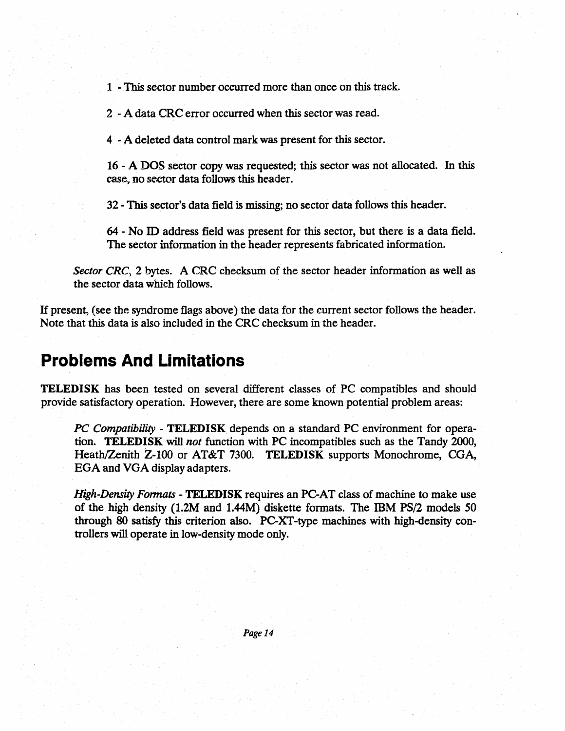1 - This sector number occurred more than once on this track.

2 - A data CRC error occurred when this sector was read.

4 - A deleted data control mark was present for this sector.

16 - A DOS sector copy was requested; this sector was not allocated. In this case, no sector data follows this header.

32 - This sector's data field is missing; no sector data follows this header.

64 - No ID address field was present for this sector, but there is a data field. The sector information in the header represents fabricated information.

*Sector CRC*, 2 bytes. A CRC checksum of the sector header information as well as the sector data which follows.

If present, (see the syndrome flags above) the data for the current sector follows the header. Note that this data is also included in the CRC checksum in the header.

## Problems And Limitations

**TELEDISK** has been tested on several different classes of PC compatibles and should provide satisfactory operation. However, there are some known potential problem areas:

*PC Compatibility* - **TELEDISK** depends on a standard PC environment for operation. **TELEDISK** will *not* function with PC incompatibles such as the Tandy 2000, Heath/Zenith Z-100 or AT&T 7300. **TELEDISK** supports Monochrome, CGA, EGA and VGA display adapters.

*High-Density Formats* - **TELEDISK** requires an PC-AT class of machine to make use of the high density (1.2M and 1.44M) diskette formats. The IBM PS/2 models 50 through 80 satisfy this criterion also. PC-XT-type machines with high-density controllers will operate in low-density mode only.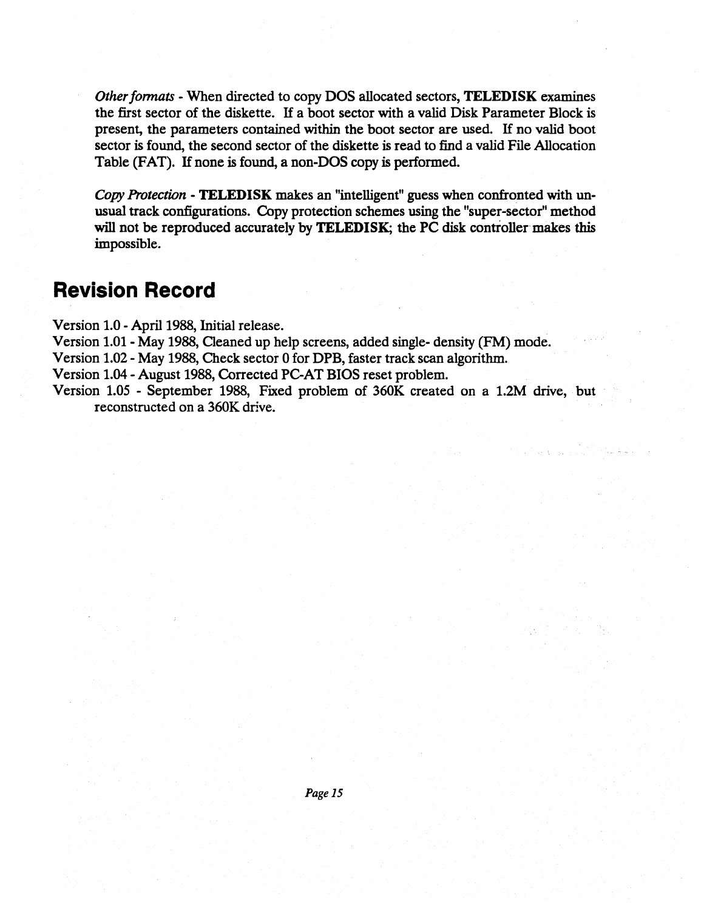*Other formats* - When directed to copy DOS allocated sectors, **TELEDISK** examines the first sector of the diskette. If a boot sector with a valid Disk Parameter Block is present, the parameters contained within the boot sector are used. If no valid boot sector is found, the second sector of the diskette is read to find a valid File Allocation Table (FAT). If none is found, a non-DOS copy is performed.

*Copy Protection* - **TELEDISK** makes an "intelligent" guess when confronted with unusual track configurations. Copy protection schemes using the "super-sector" method will not be reproduced accurately by **TELEDISK**; the PC disk controller makes this impossible.

## Revision Record

Version 1.0 - April 1988, Initial release.
Version 1.01 - May 1988, Cleaned up help screens, added single- density (FM) mode.
Version 1.02 - May 1988, Check sector 0 for DPB, faster track scan algorithm.
Version 1.04 - August 1988, Corrected PC-AT BIOS reset problem.
Version 1.05 - September 1988, Fixed problem of 360K created on a 1.2M drive, but reconstructed on a 360K drive.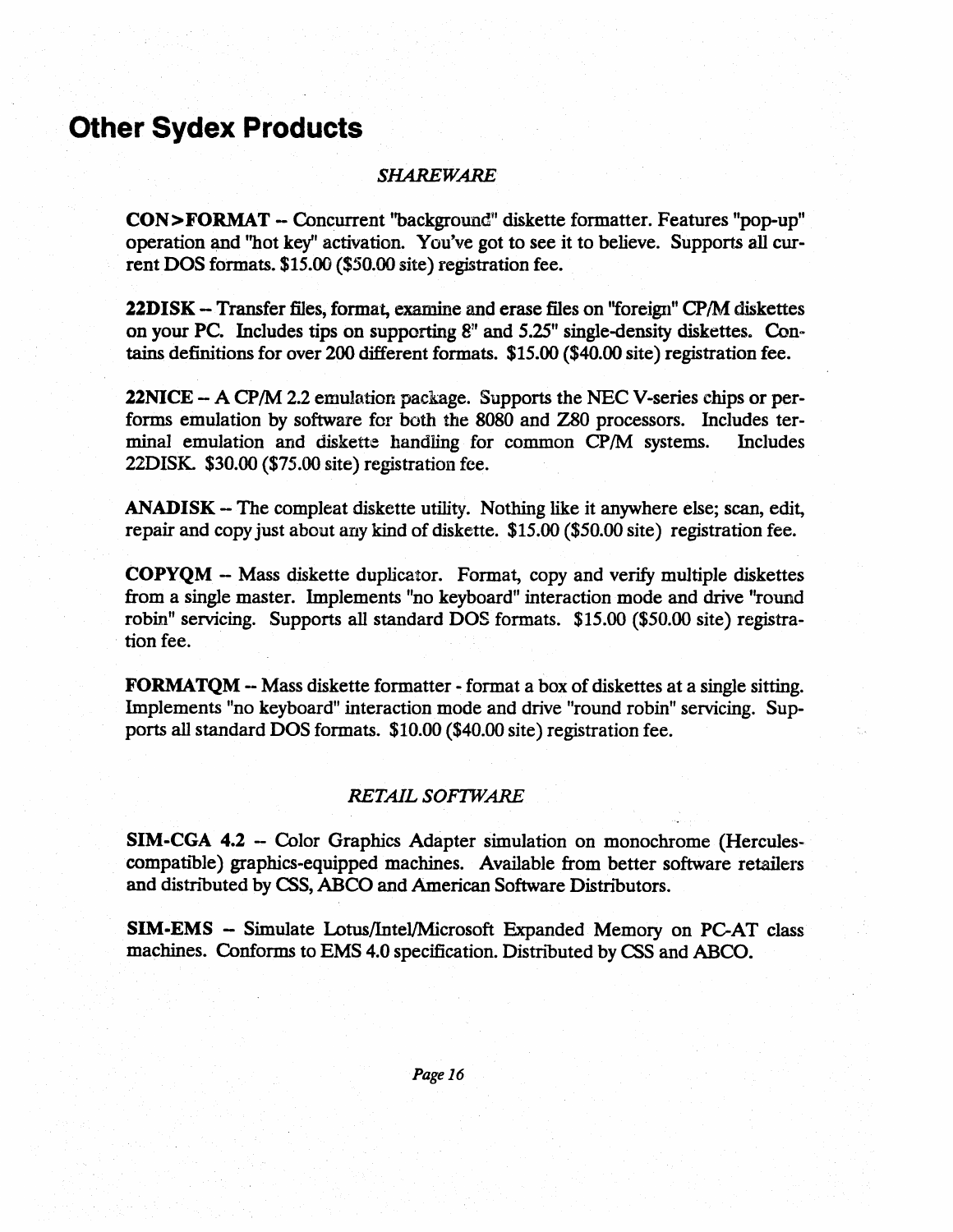# Other Sydex Products

*SHAREWARE*

**CON>FORMAT** -- Concurrent "background" diskette formatter. Features "pop-up" operation and "hot key" activation. You've got to see it to believe. Supports all current DOS formats. $15.00 ($50.00 site) registration fee.

**22DISK** -- Transfer files, format, examine and erase files on "foreign" CP/M diskettes on your PC. Includes tips on supporting 8" and 5.25" single-density diskettes. Contains definitions for over 200 different formats. $15.00 ($40.00 site) registration fee.

**22NICE** -- A CP/M 2.2 emulation package. Supports the NEC V-series chips or performs emulation by software for both the 8080 and Z80 processors. Includes terminal emulation and diskette handling for common CP/M systems. Includes 22DISK. $30.00 ($75.00 site) registration fee.

**ANADISK** -- The compleat diskette utility. Nothing like it anywhere else; scan, edit, repair and copy just about any kind of diskette. $15.00 ($50.00 site) registration fee.

**COPYQM** -- Mass diskette duplicator. Format, copy and verify multiple diskettes from a single master. Implements "no keyboard" interaction mode and drive "round robin" servicing. Supports all standard DOS formats. $15.00 ($50.00 site) registration fee.

**FORMATQM** -- Mass diskette formatter - format a box of diskettes at a single sitting. Implements "no keyboard" interaction mode and drive "round robin" servicing. Supports all standard DOS formats. $10.00 ($40.00 site) registration fee.

*RETAIL SOFTWARE*

**SIM-CGA 4.2** -- Color Graphics Adapter simulation on monochrome (Hercules-compatible) graphics-equipped machines. Available from better software retailers and distributed by CSS, ABCO and American Software Distributors.

**SIM-EMS** -- Simulate Lotus/Intel/Microsoft Expanded Memory on PC-AT class machines. Conforms to EMS 4.0 specification. Distributed by CSS and ABCO.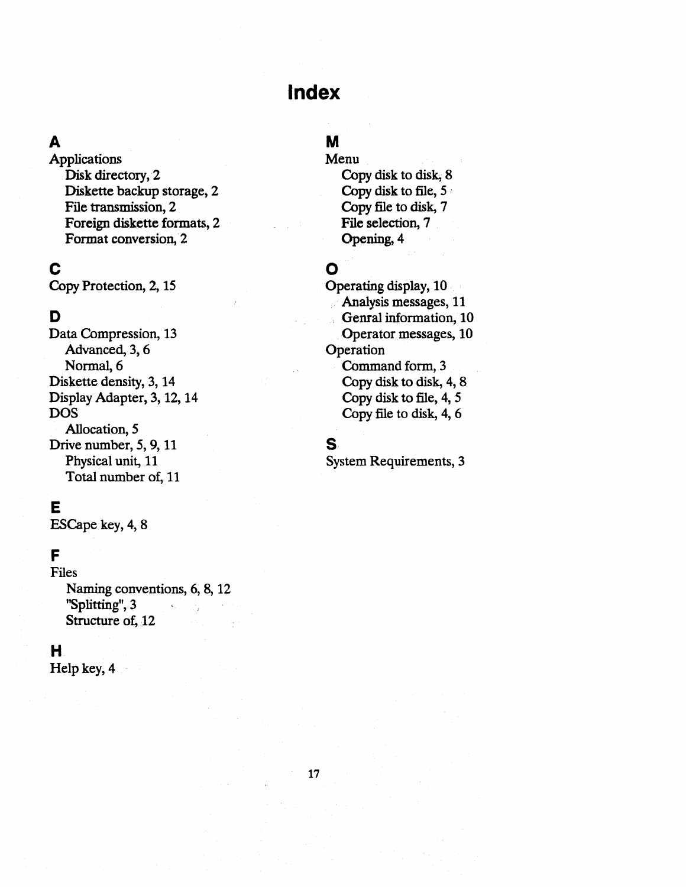# Index

## A

Applications
- Disk directory, 2
- Diskette backup storage, 2
- File transmission, 2
- Foreign diskette formats, 2
- Format conversion, 2

## C

Copy Protection, 2, 15

## D

Data Compression, 13
- Advanced, 3, 6
- Normal, 6

Diskette density, 3, 14

Display Adapter, 3, 12, 14

DOS
- Allocation, 5

Drive number, 5, 9, 11
- Physical unit, 11
- Total number of, 11

## E

ESCape key, 4, 8

## F

Files
- Naming conventions, 6, 8, 12
- "Splitting", 3
- Structure of, 12

## H

Help key, 4

## M

Menu
- Copy disk to disk, 8
- Copy disk to file, 5
- Copy file to disk, 7
- File selection, 7
- Opening, 4

## O

Operating display, 10
- Analysis messages, 11
- Genral information, 10
- Operator messages, 10

Operation
- Command form, 3
- Copy disk to disk, 4, 8
- Copy disk to file, 4, 5
- Copy file to disk, 4, 6

## S

System Requirements, 3